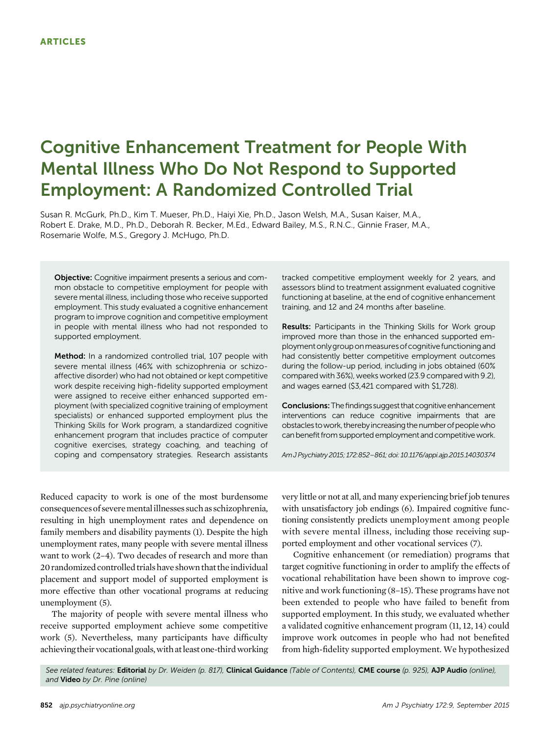ARTICLES

# Cognitive Enhancement Treatment for People With Mental Illness Who Do Not Respond to Supported Employment: A Randomized Controlled Trial

Susan R. McGurk, Ph.D., Kim T. Mueser, Ph.D., Haiyi Xie, Ph.D., Jason Welsh, M.A., Susan Kaiser, M.A., Robert E. Drake, M.D., Ph.D., Deborah R. Becker, M.Ed., Edward Bailey, M.S., R.N.C., Ginnie Fraser, M.A., Rosemarie Wolfe, M.S., Gregory J. McHugo, Ph.D.

**Objective:** Cognitive impairment presents a serious and common obstacle to competitive employment for people with severe mental illness, including those who receive supported employment. This study evaluated a cognitive enhancement program to improve cognition and competitive employment in people with mental illness who had not responded to supported employment.

**Method:** In a randomized controlled trial, 107 people with severe mental illness (46% with schizophrenia or schizoaffective disorder) who had not obtained or kept competitive work despite receiving high-fidelity supported employment were assigned to receive either enhanced supported employment (with specialized cognitive training of employment specialists) or enhanced supported employment plus the Thinking Skills for Work program, a standardized cognitive enhancement program that includes practice of computer cognitive exercises, strategy coaching, and teaching of coping and compensatory strategies. Research assistants tracked competitive employment weekly for 2 years, and assessors blind to treatment assignment evaluated cognitive functioning at baseline, at the end of cognitive enhancement training, and 12 and 24 months after baseline.

**Results:** Participants in the Thinking Skills for Work group improved more than those in the enhanced supported employment only group on measures of cognitive functioning and had consistently better competitive employment outcomes during the follow-up period, including in jobs obtained (60% compared with 36%), weeks worked (23.9 compared with 9.2), and wages earned ($3,421 compared with $1,728).

**Conclusions:** The findings suggest that cognitive enhancement interventions can reduce cognitive impairments that are obstacles to work, thereby increasing the number of people who can benefit from supported employment and competitive work.

*Am J Psychiatry 2015; 172:852–861; doi: 10.1176/appi.ajp.2015.14030374*

Reduced capacity to work is one of the most burdensome consequences of severe mental illnesses such as schizophrenia, resulting in high unemployment rates and dependence on family members and disability payments (1). Despite the high unemployment rates, many people with severe mental illness want to work (2–4). Two decades of research and more than 20 randomized controlled trials have shown that the individual placement and support model of supported employment is more effective than other vocational programs at reducing unemployment (5).

The majority of people with severe mental illness who receive supported employment achieve some competitive work (5). Nevertheless, many participants have difficulty achieving their vocational goals, with at least one-third working very little or not at all, and many experiencing brief job tenures with unsatisfactory job endings (6). Impaired cognitive functioning consistently predicts unemployment among people with severe mental illness, including those receiving supported employment and other vocational services (7).

Cognitive enhancement (or remediation) programs that target cognitive functioning in order to amplify the effects of vocational rehabilitation have been shown to improve cognitive and work functioning (8–15). These programs have not been extended to people who have failed to benefit from supported employment. In this study, we evaluated whether a validated cognitive enhancement program (11, 12, 14) could improve work outcomes in people who had not benefited from high-fidelity supported employment. We hypothesized

*See related features:* **Editorial** *by Dr. Weiden (p. 817),* **Clinical Guidance** *(Table of Contents),* **CME course** *(p. 925),* **AJP Audio** *(online), and* **Video** *by Dr. Pine (online)*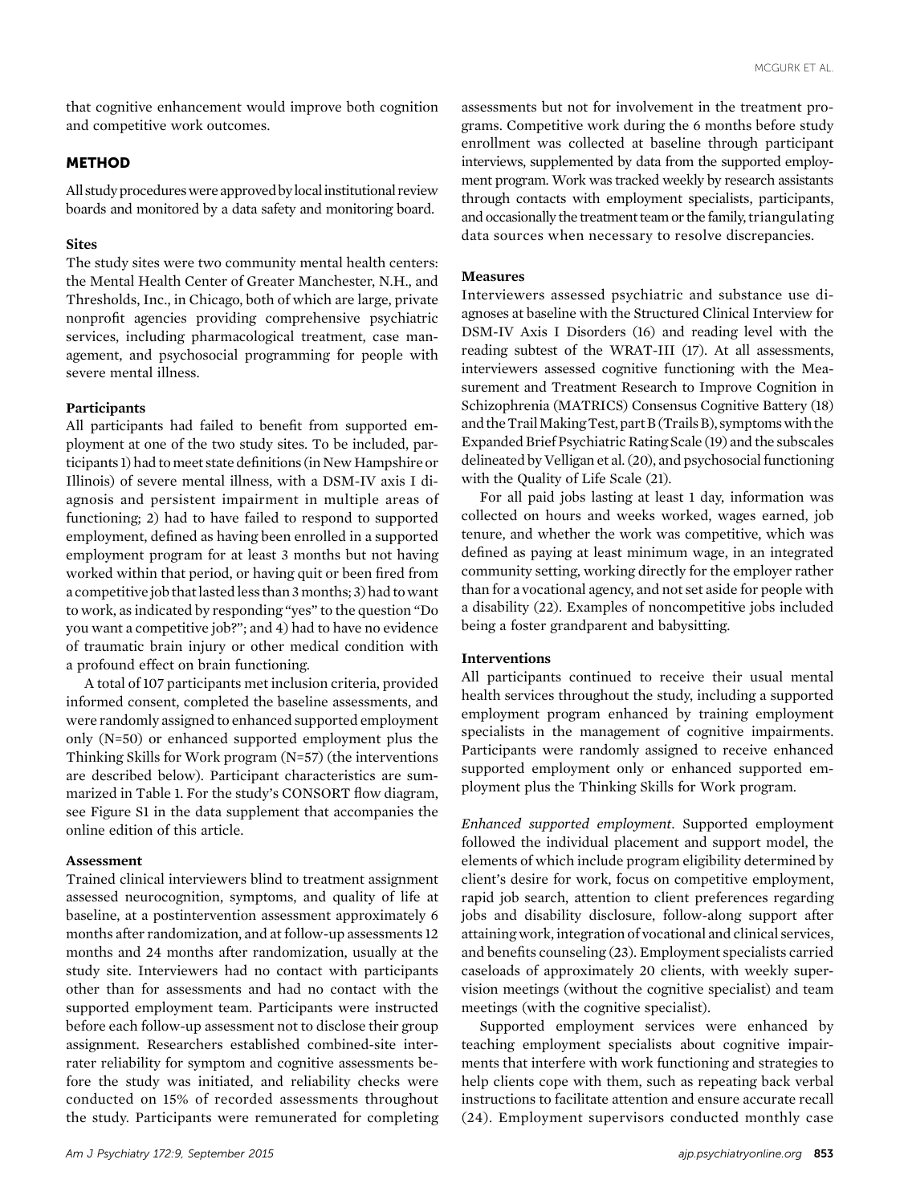that cognitive enhancement would improve both cognition and competitive work outcomes.

## METHOD

All study procedures were approved by local institutional review boards and monitored by a data safety and monitoring board.

### Sites

The study sites were two community mental health centers: the Mental Health Center of Greater Manchester, N.H., and Thresholds, Inc., in Chicago, both of which are large, private nonprofit agencies providing comprehensive psychiatric services, including pharmacological treatment, case management, and psychosocial programming for people with severe mental illness.

### Participants

All participants had failed to benefit from supported employment at one of the two study sites. To be included, participants 1) had to meet state definitions (in New Hampshire or Illinois) of severe mental illness, with a DSM-IV axis I diagnosis and persistent impairment in multiple areas of functioning; 2) had to have failed to respond to supported employment, defined as having been enrolled in a supported employment program for at least 3 months but not having worked within that period, or having quit or been fired from a competitive job that lasted less than 3 months; 3) had to want to work, as indicated by responding "yes" to the question "Do you want a competitive job?"; and 4) had to have no evidence of traumatic brain injury or other medical condition with a profound effect on brain functioning.

A total of 107 participants met inclusion criteria, provided informed consent, completed the baseline assessments, and were randomly assigned to enhanced supported employment only (N=50) or enhanced supported employment plus the Thinking Skills for Work program (N=57) (the interventions are described below). Participant characteristics are summarized in Table 1. For the study's CONSORT flow diagram, see Figure S1 in the data supplement that accompanies the online edition of this article.

### Assessment

Trained clinical interviewers blind to treatment assignment assessed neurocognition, symptoms, and quality of life at baseline, at a postintervention assessment approximately 6 months after randomization, and at follow-up assessments 12 months and 24 months after randomization, usually at the study site. Interviewers had no contact with participants other than for assessments and had no contact with the supported employment team. Participants were instructed before each follow-up assessment not to disclose their group assignment. Researchers established combined-site interrater reliability for symptom and cognitive assessments before the study was initiated, and reliability checks were conducted on 15% of recorded assessments throughout the study. Participants were remunerated for completing assessments but not for involvement in the treatment programs. Competitive work during the 6 months before study enrollment was collected at baseline through participant interviews, supplemented by data from the supported employment program. Work was tracked weekly by research assistants through contacts with employment specialists, participants, and occasionally the treatment team or the family, triangulating data sources when necessary to resolve discrepancies.

### Measures

Interviewers assessed psychiatric and substance use diagnoses at baseline with the Structured Clinical Interview for DSM-IV Axis I Disorders (16) and reading level with the reading subtest of the WRAT-III (17). At all assessments, interviewers assessed cognitive functioning with the Measurement and Treatment Research to Improve Cognition in Schizophrenia (MATRICS) Consensus Cognitive Battery (18) and the Trail Making Test, part B (Trails B), symptoms with the Expanded Brief Psychiatric Rating Scale (19) and the subscales delineated by Velligan et al. (20), and psychosocial functioning with the Quality of Life Scale (21).

For all paid jobs lasting at least 1 day, information was collected on hours and weeks worked, wages earned, job tenure, and whether the work was competitive, which was defined as paying at least minimum wage, in an integrated community setting, working directly for the employer rather than for a vocational agency, and not set aside for people with a disability (22). Examples of noncompetitive jobs included being a foster grandparent and babysitting.

### Interventions

All participants continued to receive their usual mental health services throughout the study, including a supported employment program enhanced by training employment specialists in the management of cognitive impairments. Participants were randomly assigned to receive enhanced supported employment only or enhanced supported employment plus the Thinking Skills for Work program.

*Enhanced supported employment.* Supported employment followed the individual placement and support model, the elements of which include program eligibility determined by client's desire for work, focus on competitive employment, rapid job search, attention to client preferences regarding jobs and disability disclosure, follow-along support after attaining work, integration of vocational and clinical services, and benefits counseling (23). Employment specialists carried caseloads of approximately 20 clients, with weekly supervision meetings (without the cognitive specialist) and team meetings (with the cognitive specialist).

Supported employment services were enhanced by teaching employment specialists about cognitive impairments that interfere with work functioning and strategies to help clients cope with them, such as repeating back verbal instructions to facilitate attention and ensure accurate recall (24). Employment supervisors conducted monthly case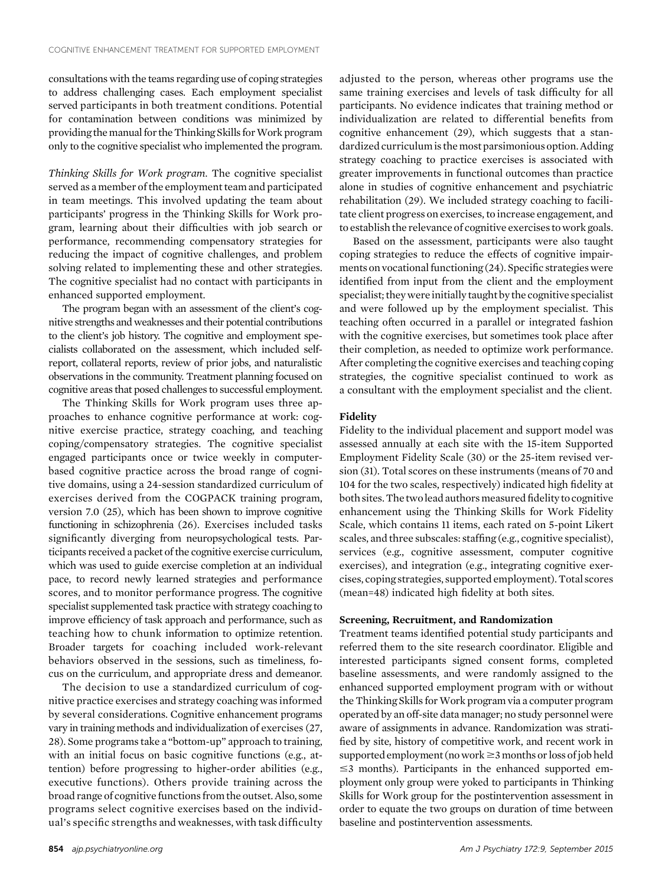consultations with the teams regarding use of coping strategies to address challenging cases. Each employment specialist served participants in both treatment conditions. Potential for contamination between conditions was minimized by providing the manual for the Thinking Skills for Work program only to the cognitive specialist who implemented the program.

*Thinking Skills for Work program.* The cognitive specialist served as a member of the employment team and participated in team meetings. This involved updating the team about participants' progress in the Thinking Skills for Work program, learning about their difficulties with job search or performance, recommending compensatory strategies for reducing the impact of cognitive challenges, and problem solving related to implementing these and other strategies. The cognitive specialist had no contact with participants in enhanced supported employment.

The program began with an assessment of the client's cognitive strengths and weaknesses and their potential contributions to the client's job history. The cognitive and employment specialists collaborated on the assessment, which included self-report, collateral reports, review of prior jobs, and naturalistic observations in the community. Treatment planning focused on cognitive areas that posed challenges to successful employment.

The Thinking Skills for Work program uses three approaches to enhance cognitive performance at work: cognitive exercise practice, strategy coaching, and teaching coping/compensatory strategies. The cognitive specialist engaged participants once or twice weekly in computer-based cognitive practice across the broad range of cognitive domains, using a 24-session standardized curriculum of exercises derived from the COGPACK training program, version 7.0 (25), which has been shown to improve cognitive functioning in schizophrenia (26). Exercises included tasks significantly diverging from neuropsychological tests. Participants received a packet of the cognitive exercise curriculum, which was used to guide exercise completion at an individual pace, to record newly learned strategies and performance scores, and to monitor performance progress. The cognitive specialist supplemented task practice with strategy coaching to improve efficiency of task approach and performance, such as teaching how to chunk information to optimize retention. Broader targets for coaching included work-relevant behaviors observed in the sessions, such as timeliness, focus on the curriculum, and appropriate dress and demeanor.

The decision to use a standardized curriculum of cognitive practice exercises and strategy coaching was informed by several considerations. Cognitive enhancement programs vary in training methods and individualization of exercises (27, 28). Some programs take a "bottom-up" approach to training, with an initial focus on basic cognitive functions (e.g., attention) before progressing to higher-order abilities (e.g., executive functions). Others provide training across the broad range of cognitive functions from the outset. Also, some programs select cognitive exercises based on the individual's specific strengths and weaknesses, with task difficulty adjusted to the person, whereas other programs use the same training exercises and levels of task difficulty for all participants. No evidence indicates that training method or individualization are related to differential benefits from cognitive enhancement (29), which suggests that a standardized curriculum is the most parsimonious option. Adding strategy coaching to practice exercises is associated with greater improvements in functional outcomes than practice alone in studies of cognitive enhancement and psychiatric rehabilitation (29). We included strategy coaching to facilitate client progress on exercises, to increase engagement, and to establish the relevance of cognitive exercises to work goals.

Based on the assessment, participants were also taught coping strategies to reduce the effects of cognitive impairments on vocational functioning (24). Specific strategies were identified from input from the client and the employment specialist; they were initially taught by the cognitive specialist and were followed up by the employment specialist. This teaching often occurred in a parallel or integrated fashion with the cognitive exercises, but sometimes took place after their completion, as needed to optimize work performance. After completing the cognitive exercises and teaching coping strategies, the cognitive specialist continued to work as a consultant with the employment specialist and the client.

### Fidelity

Fidelity to the individual placement and support model was assessed annually at each site with the 15-item Supported Employment Fidelity Scale (30) or the 25-item revised version (31). Total scores on these instruments (means of 70 and 104 for the two scales, respectively) indicated high fidelity at both sites. The two lead authors measured fidelity to cognitive enhancement using the Thinking Skills for Work Fidelity Scale, which contains 11 items, each rated on 5-point Likert scales, and three subscales: staffing (e.g., cognitive specialist), services (e.g., cognitive assessment, computer cognitive exercises), and integration (e.g., integrating cognitive exercises, coping strategies, supported employment). Total scores (mean=48) indicated high fidelity at both sites.

### Screening, Recruitment, and Randomization

Treatment teams identified potential study participants and referred them to the site research coordinator. Eligible and interested participants signed consent forms, completed baseline assessments, and were randomly assigned to the enhanced supported employment program with or without the Thinking Skills for Work program via a computer program operated by an off-site data manager; no study personnel were aware of assignments in advance. Randomization was stratified by site, history of competitive work, and recent work in supported employment (no work ≥3 months or loss of job held ≤3 months). Participants in the enhanced supported employment only group were yoked to participants in Thinking Skills for Work group for the postintervention assessment in order to equate the two groups on duration of time between baseline and postintervention assessments.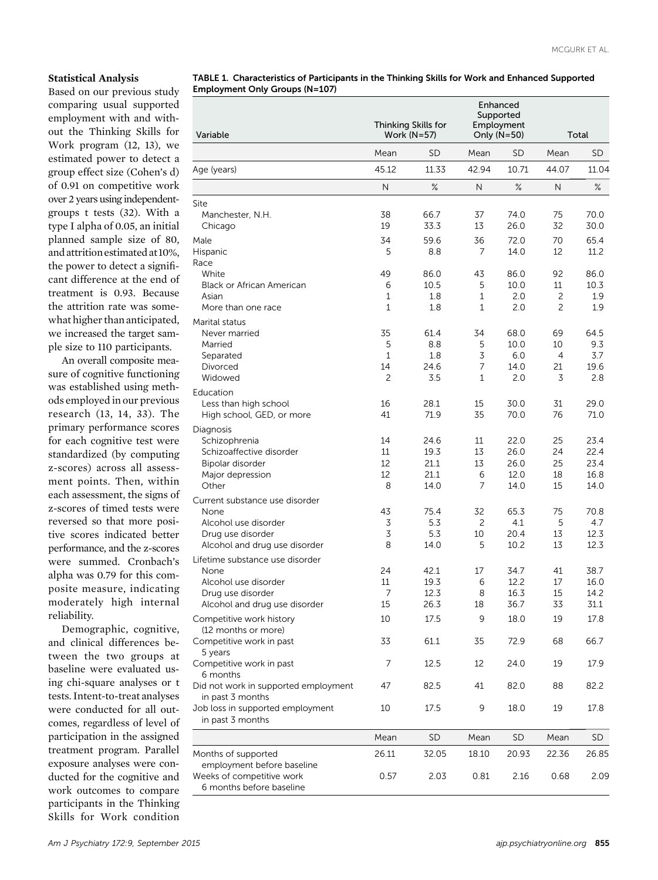### Statistical Analysis

Based on our previous study comparing usual supported employment with and without the Thinking Skills for Work program (12, 13), we estimated power to detect a group effect size (Cohen's d) of 0.91 on competitive work over 2 years using independent-groups t tests (32). With a type I alpha of 0.05, an initial planned sample size of 80, and attrition estimated at 10%, the power to detect a significant difference at the end of treatment is 0.93. Because the attrition rate was somewhat higher than anticipated, we increased the target sample size to 110 participants.

An overall composite measure of cognitive functioning was established using methods employed in our previous research (13, 14, 33). The primary performance scores for each cognitive test were standardized (by computing z-scores) across all assessment points. Then, within each assessment, the signs of z-scores of timed tests were reversed so that more positive scores indicated better performance, and the z-scores were summed. Cronbach's alpha was 0.79 for this composite measure, indicating moderately high internal reliability.

Demographic, cognitive, and clinical differences between the two groups at baseline were evaluated using chi-square analyses or t tests. Intent-to-treat analyses were conducted for all outcomes, regardless of level of participation in the assigned treatment program. Parallel exposure analyses were conducted for the cognitive and work outcomes to compare participants in the Thinking Skills for Work condition

**TABLE 1. Characteristics of Participants in the Thinking Skills for Work and Enhanced Supported Employment Only Groups (N=107)**

| Variable | Thinking Skills for Work (N=57) | | Enhanced Supported Employment Only (N=50) | | Total | |
|---|---|---|---|---|---|---|
| | Mean | SD | Mean | SD | Mean | SD |
| Age (years) | 45.12 | 11.33 | 42.94 | 10.71 | 44.07 | 11.04 |
| | N | % | N | % | N | % |
| Site | | | | | | |
| Manchester, N.H. | 38 | 66.7 | 37 | 74.0 | 75 | 70.0 |
| Chicago | 19 | 33.3 | 13 | 26.0 | 32 | 30.0 |
| Male | 34 | 59.6 | 36 | 72.0 | 70 | 65.4 |
| Hispanic | 5 | 8.8 | 7 | 14.0 | 12 | 11.2 |
| Race | | | | | | |
| White | 49 | 86.0 | 43 | 86.0 | 92 | 86.0 |
| Black or African American | 6 | 10.5 | 5 | 10.0 | 11 | 10.3 |
| Asian | 1 | 1.8 | 1 | 2.0 | 2 | 1.9 |
| More than one race | 1 | 1.8 | 1 | 2.0 | 2 | 1.9 |
| Marital status | | | | | | |
| Never married | 35 | 61.4 | 34 | 68.0 | 69 | 64.5 |
| Married | 5 | 8.8 | 5 | 10.0 | 10 | 9.3 |
| Separated | 1 | 1.8 | 3 | 6.0 | 4 | 3.7 |
| Divorced | 14 | 24.6 | 7 | 14.0 | 21 | 19.6 |
| Widowed | 2 | 3.5 | 1 | 2.0 | 3 | 2.8 |
| Education | | | | | | |
| Less than high school | 16 | 28.1 | 15 | 30.0 | 31 | 29.0 |
| High school, GED, or more | 41 | 71.9 | 35 | 70.0 | 76 | 71.0 |
| Diagnosis | | | | | | |
| Schizophrenia | 14 | 24.6 | 11 | 22.0 | 25 | 23.4 |
| Schizoaffective disorder | 11 | 19.3 | 13 | 26.0 | 24 | 22.4 |
| Bipolar disorder | 12 | 21.1 | 13 | 26.0 | 25 | 23.4 |
| Major depression | 12 | 21.1 | 6 | 12.0 | 18 | 16.8 |
| Other | 8 | 14.0 | 7 | 14.0 | 15 | 14.0 |
| Current substance use disorder | | | | | | |
| None | 43 | 75.4 | 32 | 65.3 | 75 | 70.8 |
| Alcohol use disorder | 3 | 5.3 | 2 | 4.1 | 5 | 4.7 |
| Drug use disorder | 3 | 5.3 | 10 | 20.4 | 13 | 12.3 |
| Alcohol and drug use disorder | 8 | 14.0 | 5 | 10.2 | 13 | 12.3 |
| Lifetime substance use disorder | | | | | | |
| None | 24 | 42.1 | 17 | 34.7 | 41 | 38.7 |
| Alcohol use disorder | 11 | 19.3 | 6 | 12.2 | 17 | 16.0 |
| Drug use disorder | 7 | 12.3 | 8 | 16.3 | 15 | 14.2 |
| Alcohol and drug use disorder | 15 | 26.3 | 18 | 36.7 | 33 | 31.1 |
| Competitive work history (12 months or more) | 10 | 17.5 | 9 | 18.0 | 19 | 17.8 |
| Competitive work in past 5 years | 33 | 61.1 | 35 | 72.9 | 68 | 66.7 |
| Competitive work in past 6 months | 7 | 12.5 | 12 | 24.0 | 19 | 17.9 |
| Did not work in supported employment in past 3 months | 47 | 82.5 | 41 | 82.0 | 88 | 82.2 |
| Job loss in supported employment in past 3 months | 10 | 17.5 | 9 | 18.0 | 19 | 17.8 |
| | Mean | SD | Mean | SD | Mean | SD |
| Months of supported employment before baseline | 26.11 | 32.05 | 18.10 | 20.93 | 22.36 | 26.85 |
| Weeks of competitive work 6 months before baseline | 0.57 | 2.03 | 0.81 | 2.16 | 0.68 | 2.09 |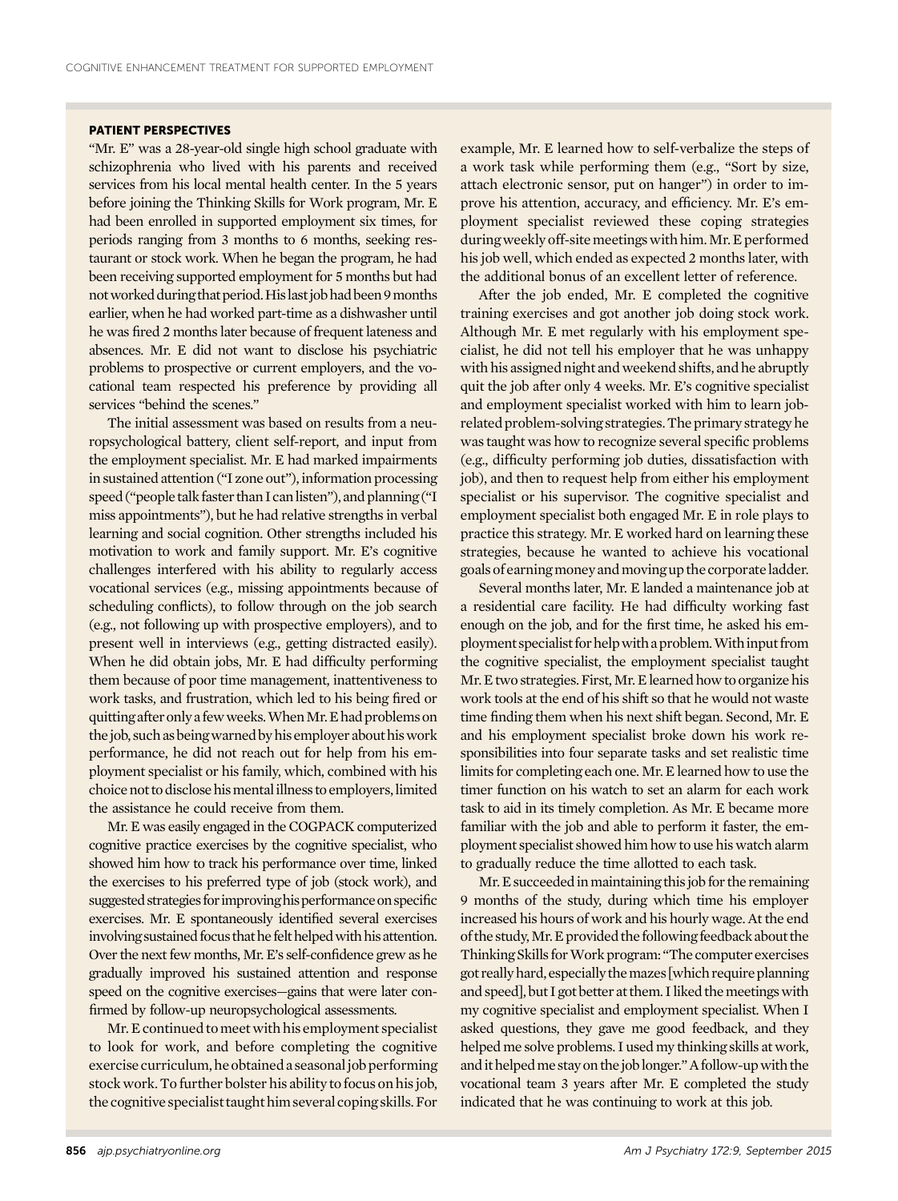### PATIENT PERSPECTIVES

"Mr. E" was a 28-year-old single high school graduate with schizophrenia who lived with his parents and received services from his local mental health center. In the 5 years before joining the Thinking Skills for Work program, Mr. E had been enrolled in supported employment six times, for periods ranging from 3 months to 6 months, seeking restaurant or stock work. When he began the program, he had been receiving supported employment for 5 months but had not worked during that period. His last job had been 9 months earlier, when he had worked part-time as a dishwasher until he was fired 2 months later because of frequent lateness and absences. Mr. E did not want to disclose his psychiatric problems to prospective or current employers, and the vocational team respected his preference by providing all services "behind the scenes."

The initial assessment was based on results from a neuropsychological battery, client self-report, and input from the employment specialist. Mr. E had marked impairments in sustained attention ("I zone out"), information processing speed ("people talk faster than I can listen"), and planning ("I miss appointments"), but he had relative strengths in verbal learning and social cognition. Other strengths included his motivation to work and family support. Mr. E's cognitive challenges interfered with his ability to regularly access vocational services (e.g., missing appointments because of scheduling conflicts), to follow through on the job search (e.g., not following up with prospective employers), and to present well in interviews (e.g., getting distracted easily). When he did obtain jobs, Mr. E had difficulty performing them because of poor time management, inattentiveness to work tasks, and frustration, which led to his being fired or quitting after only a few weeks. When Mr. E had problems on the job, such as being warned by his employer about his work performance, he did not reach out for help from his employment specialist or his family, which, combined with his choice not to disclose his mental illness to employers, limited the assistance he could receive from them.

Mr. E was easily engaged in the COGPACK computerized cognitive practice exercises by the cognitive specialist, who showed him how to track his performance over time, linked the exercises to his preferred type of job (stock work), and suggested strategies for improving his performance on specific exercises. Mr. E spontaneously identified several exercises involving sustained focus that he felt helped with his attention. Over the next few months, Mr. E's self-confidence grew as he gradually improved his sustained attention and response speed on the cognitive exercises—gains that were later confirmed by follow-up neuropsychological assessments.

Mr. E continued to meet with his employment specialist to look for work, and before completing the cognitive exercise curriculum, he obtained a seasonal job performing stock work. To further bolster his ability to focus on his job, the cognitive specialist taught him several coping skills. For example, Mr. E learned how to self-verbalize the steps of a work task while performing them (e.g., "Sort by size, attach electronic sensor, put on hanger") in order to improve his attention, accuracy, and efficiency. Mr. E's employment specialist reviewed these coping strategies during weekly off-site meetings with him. Mr. E performed his job well, which ended as expected 2 months later, with the additional bonus of an excellent letter of reference.

After the job ended, Mr. E completed the cognitive training exercises and got another job doing stock work. Although Mr. E met regularly with his employment specialist, he did not tell his employer that he was unhappy with his assigned night and weekend shifts, and he abruptly quit the job after only 4 weeks. Mr. E's cognitive specialist and employment specialist worked with him to learn job-related problem-solving strategies. The primary strategy he was taught was how to recognize several specific problems (e.g., difficulty performing job duties, dissatisfaction with job), and then to request help from either his employment specialist or his supervisor. The cognitive specialist and employment specialist both engaged Mr. E in role plays to practice this strategy. Mr. E worked hard on learning these strategies, because he wanted to achieve his vocational goals of earning money and moving up the corporate ladder.

Several months later, Mr. E landed a maintenance job at a residential care facility. He had difficulty working fast enough on the job, and for the first time, he asked his employment specialist for help with a problem. With input from the cognitive specialist, the employment specialist taught Mr. E two strategies. First, Mr. E learned how to organize his work tools at the end of his shift so that he would not waste time finding them when his next shift began. Second, Mr. E and his employment specialist broke down his work responsibilities into four separate tasks and set realistic time limits for completing each one. Mr. E learned how to use the timer function on his watch to set an alarm for each work task to aid in its timely completion. As Mr. E became more familiar with the job and able to perform it faster, the employment specialist showed him how to use his watch alarm to gradually reduce the time allotted to each task.

Mr. E succeeded in maintaining this job for the remaining 9 months of the study, during which time his employer increased his hours of work and his hourly wage. At the end of the study, Mr. E provided the following feedback about the Thinking Skills for Work program: "The computer exercises got really hard, especially the mazes [which require planning and speed], but I got better at them. I liked the meetings with my cognitive specialist and employment specialist. When I asked questions, they gave me good feedback, and they helped me solve problems. I used my thinking skills at work, and it helped me stay on the job longer." A follow-up with the vocational team 3 years after Mr. E completed the study indicated that he was continuing to work at this job.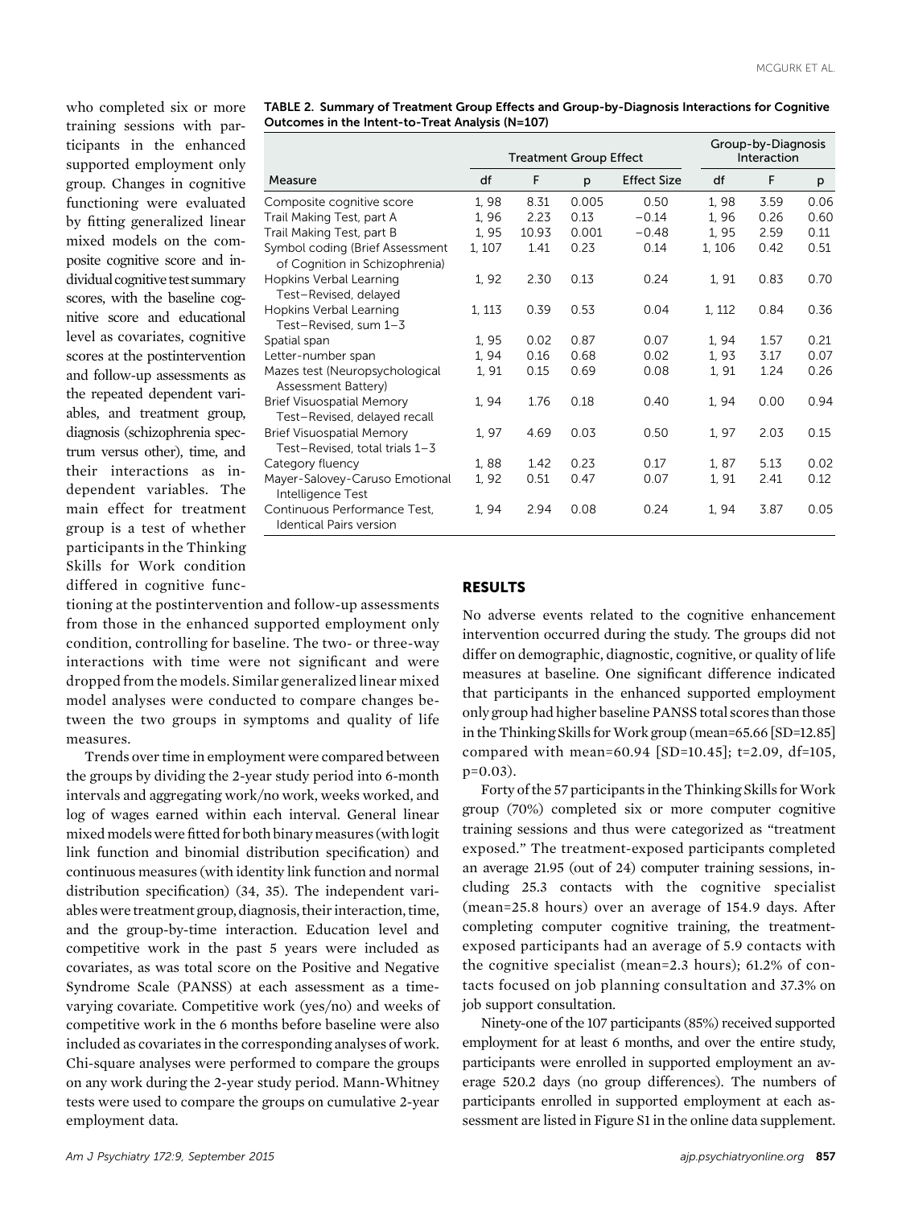who completed six or more training sessions with participants in the enhanced supported employment only group. Changes in cognitive functioning were evaluated by fitting generalized linear mixed models on the composite cognitive score and individual cognitive test summary scores, with the baseline cognitive score and educational level as covariates, cognitive scores at the postintervention and follow-up assessments as the repeated dependent variables, and treatment group, diagnosis (schizophrenia spectrum versus other), time, and their interactions as independent variables. The main effect for treatment group is a test of whether participants in the Thinking Skills for Work condition differed in cognitive functioning at the postintervention and follow-up assessments from those in the enhanced supported employment only condition, controlling for baseline. The two- or three-way interactions with time were not significant and were dropped from the models. Similar generalized linear mixed model analyses were conducted to compare changes between the two groups in symptoms and quality of life measures.

Trends over time in employment were compared between the groups by dividing the 2-year study period into 6-month intervals and aggregating work/no work, weeks worked, and log of wages earned within each interval. General linear mixed models were fitted for both binary measures (with logit link function and binomial distribution specification) and continuous measures (with identity link function and normal distribution specification) (34, 35). The independent variables were treatment group, diagnosis, their interaction, time, and the group-by-time interaction. Education level and competitive work in the past 5 years were included as covariates, as was total score on the Positive and Negative Syndrome Scale (PANSS) at each assessment as a time-varying covariate. Competitive work (yes/no) and weeks of competitive work in the 6 months before baseline were also included as covariates in the corresponding analyses of work. Chi-square analyses were performed to compare the groups on any work during the 2-year study period. Mann-Whitney tests were used to compare the groups on cumulative 2-year employment data.

**TABLE 2. Summary of Treatment Group Effects and Group-by-Diagnosis Interactions for Cognitive Outcomes in the Intent-to-Treat Analysis (N=107)**

| | Treatment Group Effect | | | | Group-by-Diagnosis Interaction | | |
|---|---|---|---|---|---|---|---|
| Measure | df | F | p | Effect Size | df | F | p |
| Composite cognitive score | 1, 98 | 8.31 | 0.005 | 0.50 | 1, 98 | 3.59 | 0.06 |
| Trail Making Test, part A | 1, 96 | 2.23 | 0.13 | −0.14 | 1, 96 | 0.26 | 0.60 |
| Trail Making Test, part B | 1, 95 | 10.93 | 0.001 | −0.48 | 1, 95 | 2.59 | 0.11 |
| Symbol coding (Brief Assessment of Cognition in Schizophrenia) | 1, 107 | 1.41 | 0.23 | 0.14 | 1, 106 | 0.42 | 0.51 |
| Hopkins Verbal Learning Test–Revised, delayed | 1, 92 | 2.30 | 0.13 | 0.24 | 1, 91 | 0.83 | 0.70 |
| Hopkins Verbal Learning Test–Revised, sum 1–3 | 1, 113 | 0.39 | 0.53 | 0.04 | 1, 112 | 0.84 | 0.36 |
| Spatial span | 1, 95 | 0.02 | 0.87 | 0.07 | 1, 94 | 1.57 | 0.21 |
| Letter-number span | 1, 94 | 0.16 | 0.68 | 0.02 | 1, 93 | 3.17 | 0.07 |
| Mazes test (Neuropsychological Assessment Battery) | 1, 91 | 0.15 | 0.69 | 0.08 | 1, 91 | 1.24 | 0.26 |
| Brief Visuospatial Memory Test–Revised, delayed recall | 1, 94 | 1.76 | 0.18 | 0.40 | 1, 94 | 0.00 | 0.94 |
| Brief Visuospatial Memory Test–Revised, total trials 1–3 | 1, 97 | 4.69 | 0.03 | 0.50 | 1, 97 | 2.03 | 0.15 |
| Category fluency | 1, 88 | 1.42 | 0.23 | 0.17 | 1, 87 | 5.13 | 0.02 |
| Mayer-Salovey-Caruso Emotional Intelligence Test | 1, 92 | 0.51 | 0.47 | 0.07 | 1, 91 | 2.41 | 0.12 |
| Continuous Performance Test, Identical Pairs version | 1, 94 | 2.94 | 0.08 | 0.24 | 1, 94 | 3.87 | 0.05 |

## RESULTS

No adverse events related to the cognitive enhancement intervention occurred during the study. The groups did not differ on demographic, diagnostic, cognitive, or quality of life measures at baseline. One significant difference indicated that participants in the enhanced supported employment only group had higher baseline PANSS total scores than those in the Thinking Skills for Work group (mean=65.66 [SD=12.85] compared with mean=60.94 [SD=10.45]; t=2.09, df=105, p=0.03).

Forty of the 57 participants in the Thinking Skills for Work group (70%) completed six or more computer cognitive training sessions and thus were categorized as "treatment exposed." The treatment-exposed participants completed an average 21.95 (out of 24) computer training sessions, including 25.3 contacts with the cognitive specialist (mean=25.8 hours) over an average of 154.9 days. After completing computer cognitive training, the treatment-exposed participants had an average of 5.9 contacts with the cognitive specialist (mean=2.3 hours); 61.2% of contacts focused on job planning consultation and 37.3% on job support consultation.

Ninety-one of the 107 participants (85%) received supported employment for at least 6 months, and over the entire study, participants were enrolled in supported employment an average 520.2 days (no group differences). The numbers of participants enrolled in supported employment at each assessment are listed in Figure S1 in the online data supplement.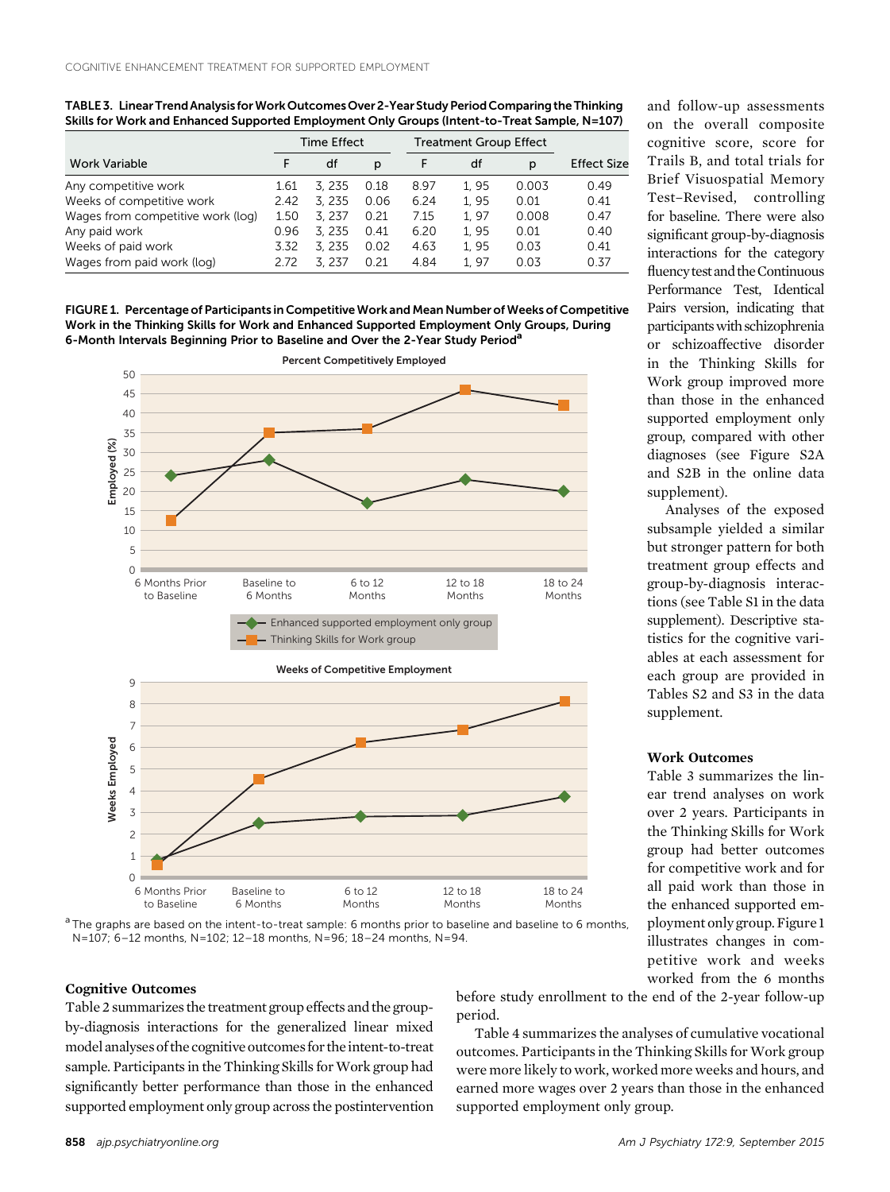**TABLE 3. Linear Trend Analysis for Work Outcomes Over 2-Year Study Period Comparing the Thinking Skills for Work and Enhanced Supported Employment Only Groups (Intent-to-Treat Sample, N=107)**

| Work Variable | Time Effect | | | Treatment Group Effect | | | Effect Size |
|---|---|---|---|---|---|---|---|
| | F | df | p | F | df | p | |
| Any competitive work | 1.61 | 3, 235 | 0.18 | 8.97 | 1, 95 | 0.003 | 0.49 |
| Weeks of competitive work | 2.42 | 3, 235 | 0.06 | 6.24 | 1, 95 | 0.01 | 0.41 |
| Wages from competitive work (log) | 1.50 | 3, 237 | 0.21 | 7.15 | 1, 97 | 0.008 | 0.47 |
| Any paid work | 0.96 | 3, 235 | 0.41 | 6.20 | 1, 95 | 0.01 | 0.40 |
| Weeks of paid work | 3.32 | 3, 235 | 0.02 | 4.63 | 1, 95 | 0.03 | 0.41 |
| Wages from paid work (log) | 2.72 | 3, 237 | 0.21 | 4.84 | 1, 97 | 0.03 | 0.37 |

**FIGURE 1. Percentage of Participants in Competitive Work and Mean Number of Weeks of Competitive Work in the Thinking Skills for Work and Enhanced Supported Employment Only Groups, During 6-Month Intervals Beginning Prior to Baseline and Over the 2-Year Study Period[a]**

Percent Competitively Employed

Employed (%)

0
5
10
15
20
25
30
35
40
45
50

6 Months Prior to Baseline
Baseline to 6 Months
6 to 12 Months
12 to 18 Months
18 to 24 Months

Enhanced supported employment only group
Thinking Skills for Work group

Weeks of Competitive Employment

Weeks Employed

0
1
2
3
4
5
6
7
8
9

6 Months Prior to Baseline
Baseline to 6 Months
6 to 12 Months
12 to 18 Months
18 to 24 Months

[a] The graphs are based on the intent-to-treat sample: 6 months prior to baseline and baseline to 6 months, N=107; 6–12 months, N=102; 12–18 months, N=96; 18–24 months, N=94.

### Cognitive Outcomes

Table 2 summarizes the treatment group effects and the group-by-diagnosis interactions for the generalized linear mixed model analyses of the cognitive outcomes for the intent-to-treat sample. Participants in the Thinking Skills for Work group had significantly better performance than those in the enhanced supported employment only group across the postintervention and follow-up assessments on the overall composite cognitive score, score for Trails B, and total trials for Brief Visuospatial Memory Test–Revised, controlling for baseline. There were also significant group-by-diagnosis interactions for the category fluency test and the Continuous Performance Test, Identical Pairs version, indicating that participants with schizophrenia or schizoaffective disorder in the Thinking Skills for Work group improved more than those in the enhanced supported employment only group, compared with other diagnoses (see Figure S2A and S2B in the online data supplement).

Analyses of the exposed subsample yielded a similar but stronger pattern for both treatment group effects and group-by-diagnosis interactions (see Table S1 in the data supplement). Descriptive statistics for the cognitive variables at each assessment for each group are provided in Tables S2 and S3 in the data supplement.

### Work Outcomes

Table 3 summarizes the linear trend analyses on work over 2 years. Participants in the Thinking Skills for Work group had better outcomes for competitive work and for all paid work than those in the enhanced supported employment only group. Figure 1 illustrates changes in competitive work and weeks worked from the 6 months before study enrollment to the end of the 2-year follow-up period.

Table 4 summarizes the analyses of cumulative vocational outcomes. Participants in the Thinking Skills for Work group were more likely to work, worked more weeks and hours, and earned more wages over 2 years than those in the enhanced supported employment only group.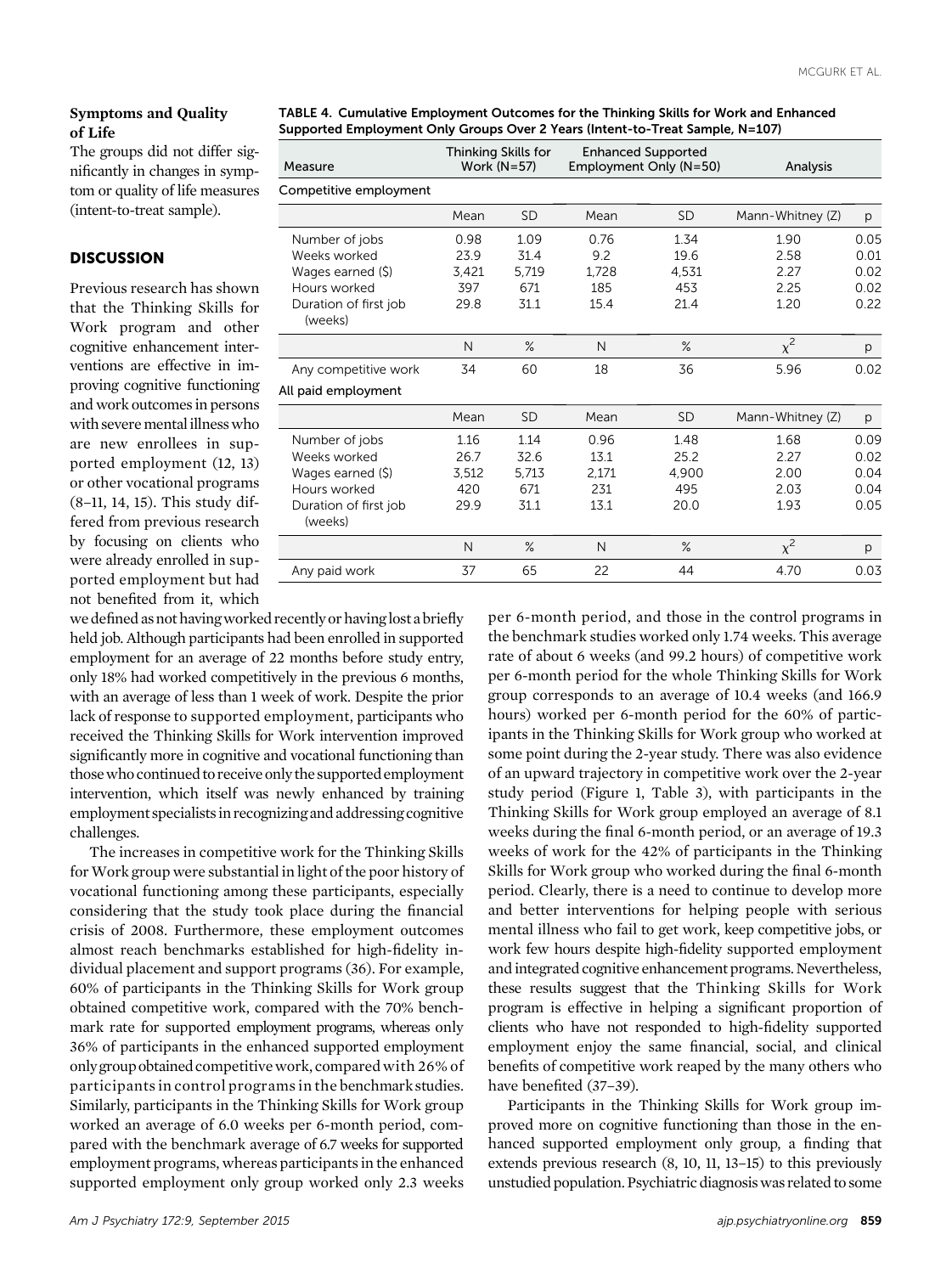### Symptoms and Quality of Life

The groups did not differ significantly in changes in symptom or quality of life measures (intent-to-treat sample).

TABLE 4. Cumulative Employment Outcomes for the Thinking Skills for Work and Enhanced Supported Employment Only Groups Over 2 Years (Intent-to-Treat Sample, N=107)

| Measure | Thinking Skills for Work (N=57) | | Enhanced Supported Employment Only (N=50) | | Analysis | |
|---|---|---|---|---|---|---|
| Competitive employment | | | | | | |
| | Mean | SD | Mean | SD | Mann-Whitney (Z) | p |
| Number of jobs | 0.98 | 1.09 | 0.76 | 1.34 | 1.90 | 0.05 |
| Weeks worked | 23.9 | 31.4 | 9.2 | 19.6 | 2.58 | 0.01 |
| Wages earned ($) | 3,421 | 5,719 | 1,728 | 4,531 | 2.27 | 0.02 |
| Hours worked | 397 | 671 | 185 | 453 | 2.25 | 0.02 |
| Duration of first job (weeks) | 29.8 | 31.1 | 15.4 | 21.4 | 1.20 | 0.22 |
| | N | % | N | % | $\chi^2$ | p |
| Any competitive work | 34 | 60 | 18 | 36 | 5.96 | 0.02 |
| All paid employment | | | | | | |
| | Mean | SD | Mean | SD | Mann-Whitney (Z) | p |
| Number of jobs | 1.16 | 1.14 | 0.96 | 1.48 | 1.68 | 0.09 |
| Weeks worked | 26.7 | 32.6 | 13.1 | 25.2 | 2.27 | 0.02 |
| Wages earned ($) | 3,512 | 5,713 | 2,171 | 4,900 | 2.00 | 0.04 |
| Hours worked | 420 | 671 | 231 | 495 | 2.03 | 0.04 |
| Duration of first job (weeks) | 29.9 | 31.1 | 13.1 | 20.0 | 1.93 | 0.05 |
| | N | % | N | % | $\chi^2$ | p |
| Any paid work | 37 | 65 | 22 | 44 | 4.70 | 0.03 |

## DISCUSSION

Previous research has shown that the Thinking Skills for Work program and other cognitive enhancement interventions are effective in improving cognitive functioning and work outcomes in persons with severe mental illness who are new enrollees in supported employment (12, 13) or other vocational programs (8–11, 14, 15). This study differed from previous research by focusing on clients who were already enrolled in supported employment but had not benefited from it, which we defined as not having worked recently or having lost a briefly held job. Although participants had been enrolled in supported employment for an average of 22 months before study entry, only 18% had worked competitively in the previous 6 months, with an average of less than 1 week of work. Despite the prior lack of response to supported employment, participants who received the Thinking Skills for Work intervention improved significantly more in cognitive and vocational functioning than those who continued to receive only the supported employment intervention, which itself was newly enhanced by training employment specialists in recognizing and addressing cognitive challenges.

The increases in competitive work for the Thinking Skills for Work group were substantial in light of the poor history of vocational functioning among these participants, especially considering that the study took place during the financial crisis of 2008. Furthermore, these employment outcomes almost reach benchmarks established for high-fidelity individual placement and support programs (36). For example, 60% of participants in the Thinking Skills for Work group obtained competitive work, compared with the 70% benchmark rate for supported employment programs, whereas only 36% of participants in the enhanced supported employment only group obtained competitive work, compared with 26% of participants in control programs in the benchmark studies. Similarly, participants in the Thinking Skills for Work group worked an average of 6.0 weeks per 6-month period, compared with the benchmark average of 6.7 weeks for supported employment programs, whereas participants in the enhanced supported employment only group worked only 2.3 weeks per 6-month period, and those in the control programs in the benchmark studies worked only 1.74 weeks. This average rate of about 6 weeks (and 99.2 hours) of competitive work per 6-month period for the whole Thinking Skills for Work group corresponds to an average of 10.4 weeks (and 166.9 hours) worked per 6-month period for the 60% of participants in the Thinking Skills for Work group who worked at some point during the 2-year study. There was also evidence of an upward trajectory in competitive work over the 2-year study period (Figure 1, Table 3), with participants in the Thinking Skills for Work group employed an average of 8.1 weeks during the final 6-month period, or an average of 19.3 weeks of work for the 42% of participants in the Thinking Skills for Work group who worked during the final 6-month period. Clearly, there is a need to continue to develop more and better interventions for helping people with serious mental illness who fail to get work, keep competitive jobs, or work few hours despite high-fidelity supported employment and integrated cognitive enhancement programs. Nevertheless, these results suggest that the Thinking Skills for Work program is effective in helping a significant proportion of clients who have not responded to high-fidelity supported employment enjoy the same financial, social, and clinical benefits of competitive work reaped by the many others who have benefited (37–39).

Participants in the Thinking Skills for Work group improved more on cognitive functioning than those in the enhanced supported employment only group, a finding that extends previous research (8, 10, 11, 13–15) to this previously unstudied population. Psychiatric diagnosis was related to some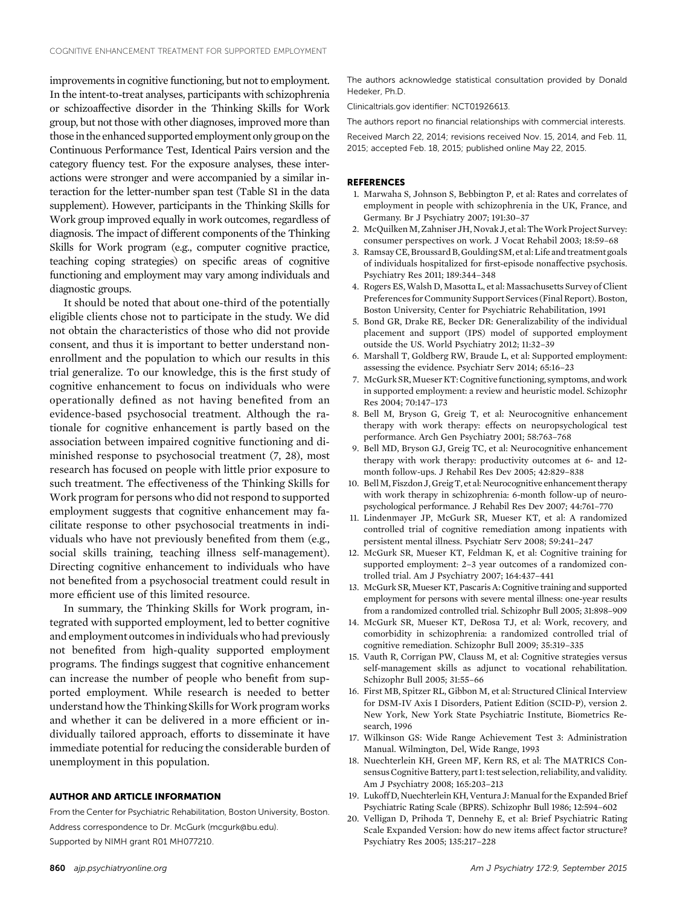improvements in cognitive functioning, but not to employment. In the intent-to-treat analyses, participants with schizophrenia or schizoaffective disorder in the Thinking Skills for Work group, but not those with other diagnoses, improved more than those in the enhanced supported employment only group on the Continuous Performance Test, Identical Pairs version and the category fluency test. For the exposure analyses, these interactions were stronger and were accompanied by a similar interaction for the letter-number span test (Table S1 in the data supplement). However, participants in the Thinking Skills for Work group improved equally in work outcomes, regardless of diagnosis. The impact of different components of the Thinking Skills for Work program (e.g., computer cognitive practice, teaching coping strategies) on specific areas of cognitive functioning and employment may vary among individuals and diagnostic groups.

It should be noted that about one-third of the potentially eligible clients chose not to participate in the study. We did not obtain the characteristics of those who did not provide consent, and thus it is important to better understand nonenrollment and the population to which our results in this trial generalize. To our knowledge, this is the first study of cognitive enhancement to focus on individuals who were operationally defined as not having benefited from an evidence-based psychosocial treatment. Although the rationale for cognitive enhancement is partly based on the association between impaired cognitive functioning and diminished response to psychosocial treatment (7, 28), most research has focused on people with little prior exposure to such treatment. The effectiveness of the Thinking Skills for Work program for persons who did not respond to supported employment suggests that cognitive enhancement may facilitate response to other psychosocial treatments in individuals who have not previously benefited from them (e.g., social skills training, teaching illness self-management). Directing cognitive enhancement to individuals who have not benefited from a psychosocial treatment could result in more efficient use of this limited resource.

In summary, the Thinking Skills for Work program, integrated with supported employment, led to better cognitive and employment outcomes in individuals who had previously not benefited from high-quality supported employment programs. The findings suggest that cognitive enhancement can increase the number of people who benefit from supported employment. While research is needed to better understand how the Thinking Skills for Work program works and whether it can be delivered in a more efficient or individually tailored approach, efforts to disseminate it have immediate potential for reducing the considerable burden of unemployment in this population.

## AUTHOR AND ARTICLE INFORMATION

From the Center for Psychiatric Rehabilitation, Boston University, Boston.

Address correspondence to Dr. McGurk (mcgurk@bu.edu).

Supported by NIMH grant R01 MH077210.

The authors acknowledge statistical consultation provided by Donald Hedeker, Ph.D.

Clinicaltrials.gov identifier: NCT01926613.

The authors report no financial relationships with commercial interests.

Received March 22, 2014; revisions received Nov. 15, 2014, and Feb. 11, 2015; accepted Feb. 18, 2015; published online May 22, 2015.

## REFERENCES

1. Marwaha S, Johnson S, Bebbington P, et al: Rates and correlates of employment in people with schizophrenia in the UK, France, and Germany. Br J Psychiatry 2007; 191:30–37
2. McQuilken M, Zahniser JH, Novak J, et al: The Work Project Survey: consumer perspectives on work. J Vocat Rehabil 2003; 18:59–68
3. Ramsay CE, Broussard B, Goulding SM, et al: Life and treatment goals of individuals hospitalized for first-episode nonaffective psychosis. Psychiatry Res 2011; 189:344–348
4. Rogers ES, Walsh D, Masotta L, et al: Massachusetts Survey of Client Preferences for Community Support Services (Final Report). Boston, Boston University, Center for Psychiatric Rehabilitation, 1991
5. Bond GR, Drake RE, Becker DR: Generalizability of the individual placement and support (IPS) model of supported employment outside the US. World Psychiatry 2012; 11:32–39
6. Marshall T, Goldberg RW, Braude L, et al: Supported employment: assessing the evidence. Psychiatr Serv 2014; 65:16–23
7. McGurk SR, Mueser KT: Cognitive functioning, symptoms, and work in supported employment: a review and heuristic model. Schizophr Res 2004; 70:147–173
8. Bell M, Bryson G, Greig T, et al: Neurocognitive enhancement therapy with work therapy: effects on neuropsychological test performance. Arch Gen Psychiatry 2001; 58:763–768
9. Bell MD, Bryson GJ, Greig TC, et al: Neurocognitive enhancement therapy with work therapy: productivity outcomes at 6- and 12-month follow-ups. J Rehabil Res Dev 2005; 42:829–838
10. Bell M, Fiszdon J, Greig T, et al: Neurocognitive enhancement therapy with work therapy in schizophrenia: 6-month follow-up of neuropsychological performance. J Rehabil Res Dev 2007; 44:761–770
11. Lindenmayer JP, McGurk SR, Mueser KT, et al: A randomized controlled trial of cognitive remediation among inpatients with persistent mental illness. Psychiatr Serv 2008; 59:241–247
12. McGurk SR, Mueser KT, Feldman K, et al: Cognitive training for supported employment: 2–3 year outcomes of a randomized controlled trial. Am J Psychiatry 2007; 164:437–441
13. McGurk SR, Mueser KT, Pascaris A: Cognitive training and supported employment for persons with severe mental illness: one-year results from a randomized controlled trial. Schizophr Bull 2005; 31:898–909
14. McGurk SR, Mueser KT, DeRosa TJ, et al: Work, recovery, and comorbidity in schizophrenia: a randomized controlled trial of cognitive remediation. Schizophr Bull 2009; 35:319–335
15. Vauth R, Corrigan PW, Clauss M, et al: Cognitive strategies versus self-management skills as adjunct to vocational rehabilitation. Schizophr Bull 2005; 31:55–66
16. First MB, Spitzer RL, Gibbon M, et al: Structured Clinical Interview for DSM-IV Axis I Disorders, Patient Edition (SCID-P), version 2. New York, New York State Psychiatric Institute, Biometrics Research, 1996
17. Wilkinson GS: Wide Range Achievement Test 3: Administration Manual. Wilmington, Del, Wide Range, 1993
18. Nuechterlein KH, Green MF, Kern RS, et al: The MATRICS Consensus Cognitive Battery, part 1: test selection, reliability, and validity. Am J Psychiatry 2008; 165:203–213
19. Lukoff D, Nuechterlein KH, Ventura J: Manual for the Expanded Brief Psychiatric Rating Scale (BPRS). Schizophr Bull 1986; 12:594–602
20. Velligan D, Prihoda T, Dennehy E, et al: Brief Psychiatric Rating Scale Expanded Version: how do new items affect factor structure? Psychiatry Res 2005; 135:217–228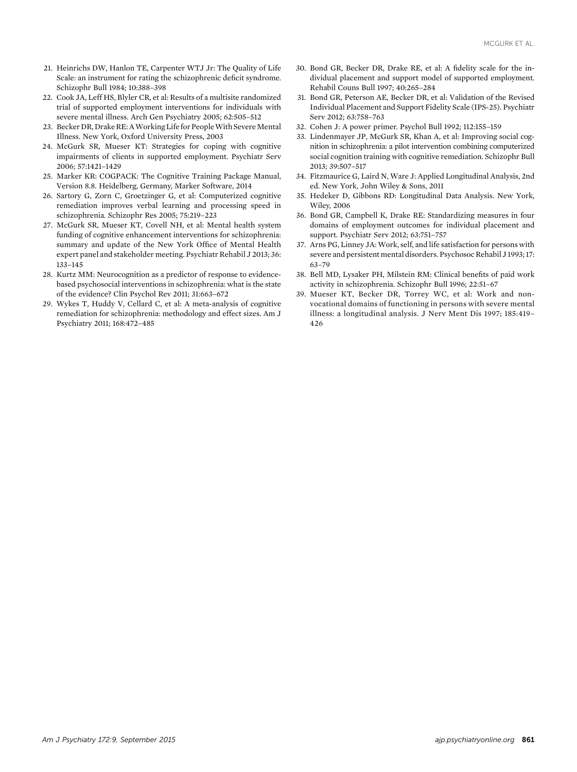21. Heinrichs DW, Hanlon TE, Carpenter WTJ Jr: The Quality of Life Scale: an instrument for rating the schizophrenic deficit syndrome. Schizophr Bull 1984; 10:388–398
22. Cook JA, Leff HS, Blyler CR, et al: Results of a multisite randomized trial of supported employment interventions for individuals with severe mental illness. Arch Gen Psychiatry 2005; 62:505–512
23. Becker DR, Drake RE: A Working Life for People With Severe Mental Illness. New York, Oxford University Press, 2003
24. McGurk SR, Mueser KT: Strategies for coping with cognitive impairments of clients in supported employment. Psychiatr Serv 2006; 57:1421–1429
25. Marker KR: COGPACK: The Cognitive Training Package Manual, Version 8.8. Heidelberg, Germany, Marker Software, 2014
26. Sartory G, Zorn C, Groetzinger G, et al: Computerized cognitive remediation improves verbal learning and processing speed in schizophrenia. Schizophr Res 2005; 75:219–223
27. McGurk SR, Mueser KT, Covell NH, et al: Mental health system funding of cognitive enhancement interventions for schizophrenia: summary and update of the New York Office of Mental Health expert panel and stakeholder meeting. Psychiatr Rehabil J 2013; 36: 133–145
28. Kurtz MM: Neurocognition as a predictor of response to evidence-based psychosocial interventions in schizophrenia: what is the state of the evidence? Clin Psychol Rev 2011; 31:663–672
29. Wykes T, Huddy V, Cellard C, et al: A meta-analysis of cognitive remediation for schizophrenia: methodology and effect sizes. Am J Psychiatry 2011; 168:472–485
30. Bond GR, Becker DR, Drake RE, et al: A fidelity scale for the individual placement and support model of supported employment. Rehabil Couns Bull 1997; 40:265–284
31. Bond GR, Peterson AE, Becker DR, et al: Validation of the Revised Individual Placement and Support Fidelity Scale (IPS-25). Psychiatr Serv 2012; 63:758–763
32. Cohen J: A power primer. Psychol Bull 1992; 112:155–159
33. Lindenmayer JP, McGurk SR, Khan A, et al: Improving social cognition in schizophrenia: a pilot intervention combining computerized social cognition training with cognitive remediation. Schizophr Bull 2013; 39:507–517
34. Fitzmaurice G, Laird N, Ware J: Applied Longitudinal Analysis, 2nd ed. New York, John Wiley & Sons, 2011
35. Hedeker D, Gibbons RD: Longitudinal Data Analysis. New York, Wiley, 2006
36. Bond GR, Campbell K, Drake RE: Standardizing measures in four domains of employment outcomes for individual placement and support. Psychiatr Serv 2012; 63:751–757
37. Arns PG, Linney JA: Work, self, and life satisfaction for persons with severe and persistent mental disorders. Psychosoc Rehabil J 1993; 17: 63–79
38. Bell MD, Lysaker PH, Milstein RM: Clinical benefits of paid work activity in schizophrenia. Schizophr Bull 1996; 22:51–67
39. Mueser KT, Becker DR, Torrey WC, et al: Work and nonvocational domains of functioning in persons with severe mental illness: a longitudinal analysis. J Nerv Ment Dis 1997; 185:419–426